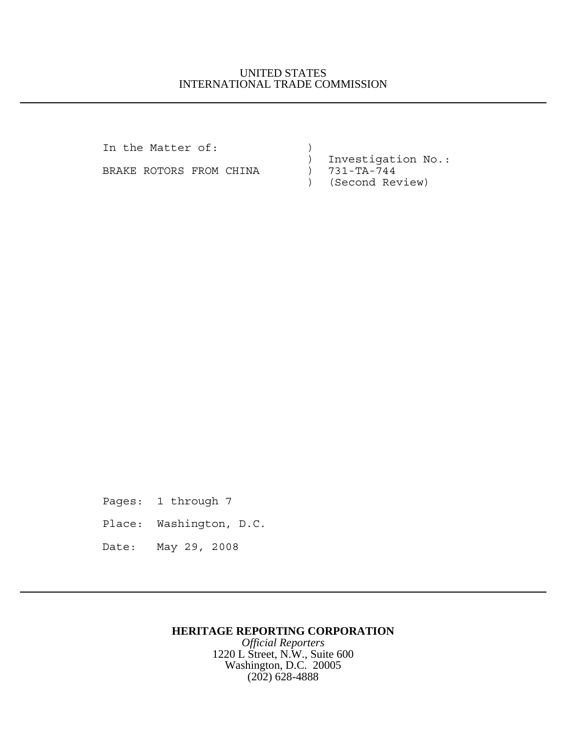UNITED STATES
INTERNATIONAL TRADE COMMISSION

---

| | | |
|---|---|---|
| In the Matter of: | ) | |
| | ) | Investigation No.: |
| BRAKE ROTORS FROM CHINA | ) | 731-TA-744 |
| | ) | (Second Review) |

Pages: 1 through 7

Place: Washington, D.C.

Date: May 29, 2008

---

**HERITAGE REPORTING CORPORATION**

*Official Reporters*

1220 L Street, N.W., Suite 600

Washington, D.C. 20005

(202) 628-4888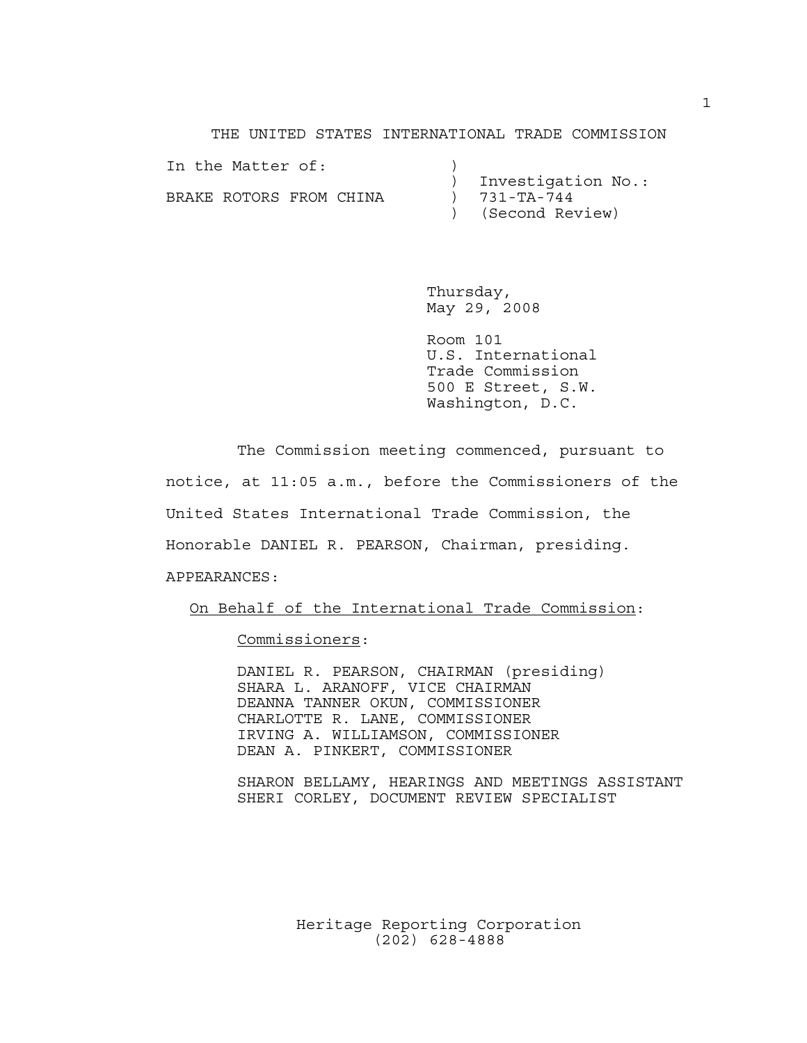THE UNITED STATES INTERNATIONAL TRADE COMMISSION

In the Matter of: )
) Investigation No.:
BRAKE ROTORS FROM CHINA ) 731-TA-744
) (Second Review)

Thursday,
May 29, 2008

Room 101
U.S. International
Trade Commission
500 E Street, S.W.
Washington, D.C.

The Commission meeting commenced, pursuant to notice, at 11:05 a.m., before the Commissioners of the United States International Trade Commission, the Honorable DANIEL R. PEARSON, Chairman, presiding.

APPEARANCES:

On Behalf of the International Trade Commission:

Commissioners:

DANIEL R. PEARSON, CHAIRMAN (presiding)
SHARA L. ARANOFF, VICE CHAIRMAN
DEANNA TANNER OKUN, COMMISSIONER
CHARLOTTE R. LANE, COMMISSIONER
IRVING A. WILLIAMSON, COMMISSIONER
DEAN A. PINKERT, COMMISSIONER

SHARON BELLAMY, HEARINGS AND MEETINGS ASSISTANT
SHERI CORLEY, DOCUMENT REVIEW SPECIALIST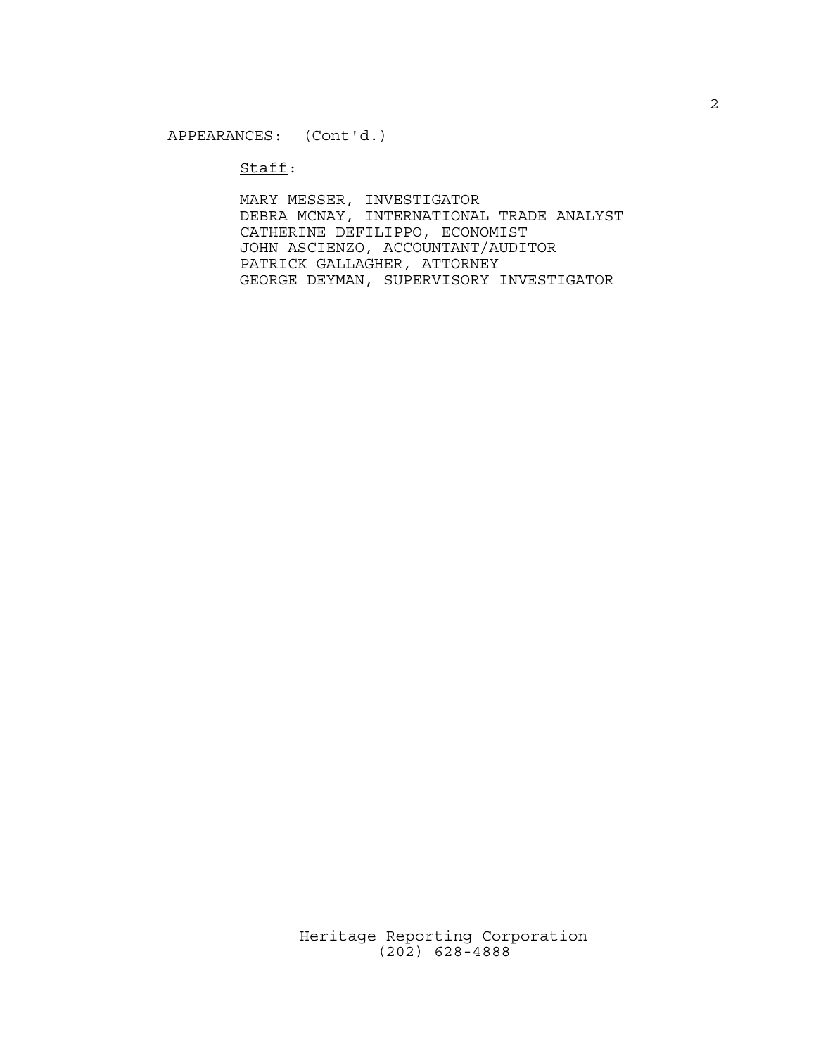APPEARANCES: (Cont'd.)

Staff:

MARY MESSER, INVESTIGATOR
DEBRA MCNAY, INTERNATIONAL TRADE ANALYST
CATHERINE DEFILIPPO, ECONOMIST
JOHN ASCIENZO, ACCOUNTANT/AUDITOR
PATRICK GALLAGHER, ATTORNEY
GEORGE DEYMAN, SUPERVISORY INVESTIGATOR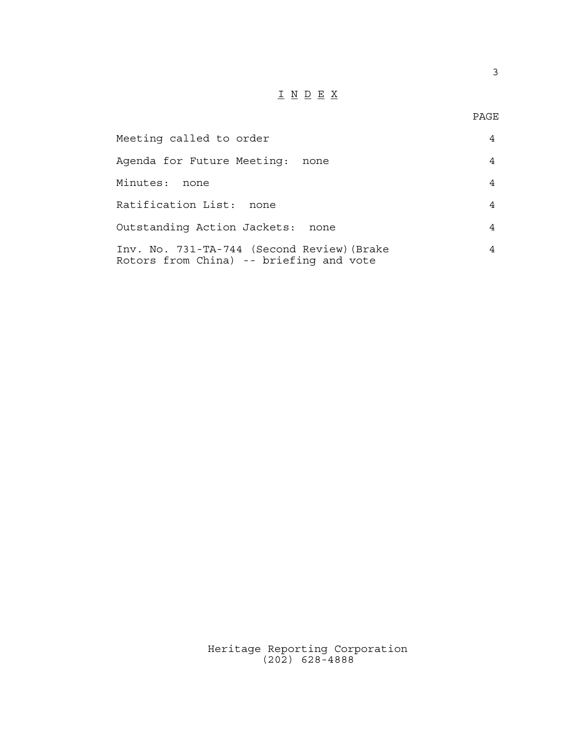# I N D E X

| | PAGE |
|---|---|
| Meeting called to order | 4 |
| Agenda for Future Meeting: none | 4 |
| Minutes: none | 4 |
| Ratification List: none | 4 |
| Outstanding Action Jackets: none | 4 |
| Inv. No. 731-TA-744 (Second Review)(Brake Rotors from China) -- briefing and vote | 4 |

Heritage Reporting Corporation
(202) 628-4888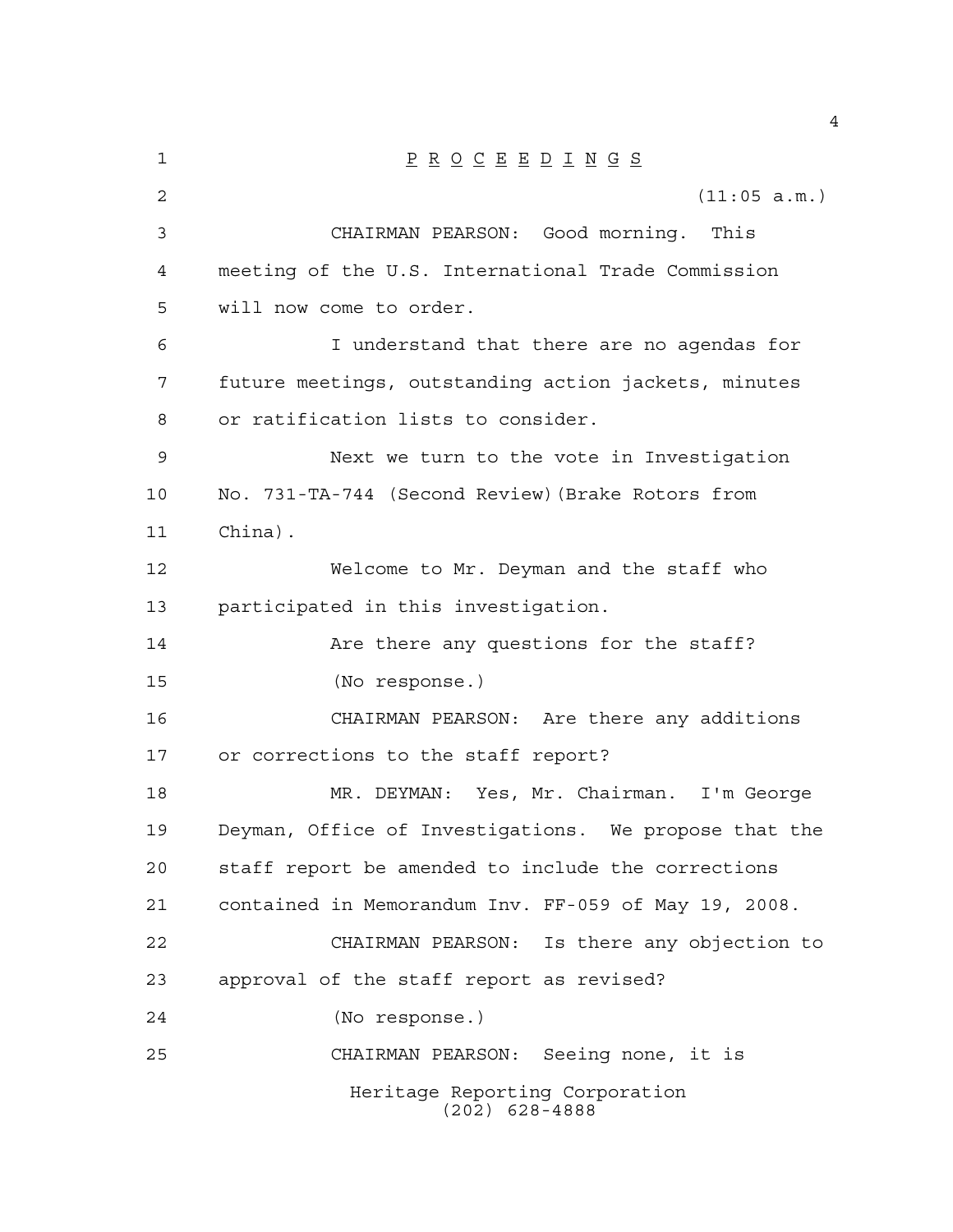P R O C E E D I N G S

(11:05 a.m.)

CHAIRMAN PEARSON: Good morning. This meeting of the U.S. International Trade Commission will now come to order.

I understand that there are no agendas for future meetings, outstanding action jackets, minutes or ratification lists to consider.

Next we turn to the vote in Investigation No. 731-TA-744 (Second Review)(Brake Rotors from China).

Welcome to Mr. Deyman and the staff who participated in this investigation.

Are there any questions for the staff?

(No response.)

CHAIRMAN PEARSON: Are there any additions or corrections to the staff report?

MR. DEYMAN: Yes, Mr. Chairman. I'm George Deyman, Office of Investigations. We propose that the staff report be amended to include the corrections contained in Memorandum Inv. FF-059 of May 19, 2008.

CHAIRMAN PEARSON: Is there any objection to approval of the staff report as revised?

(No response.)

CHAIRMAN PEARSON: Seeing none, it is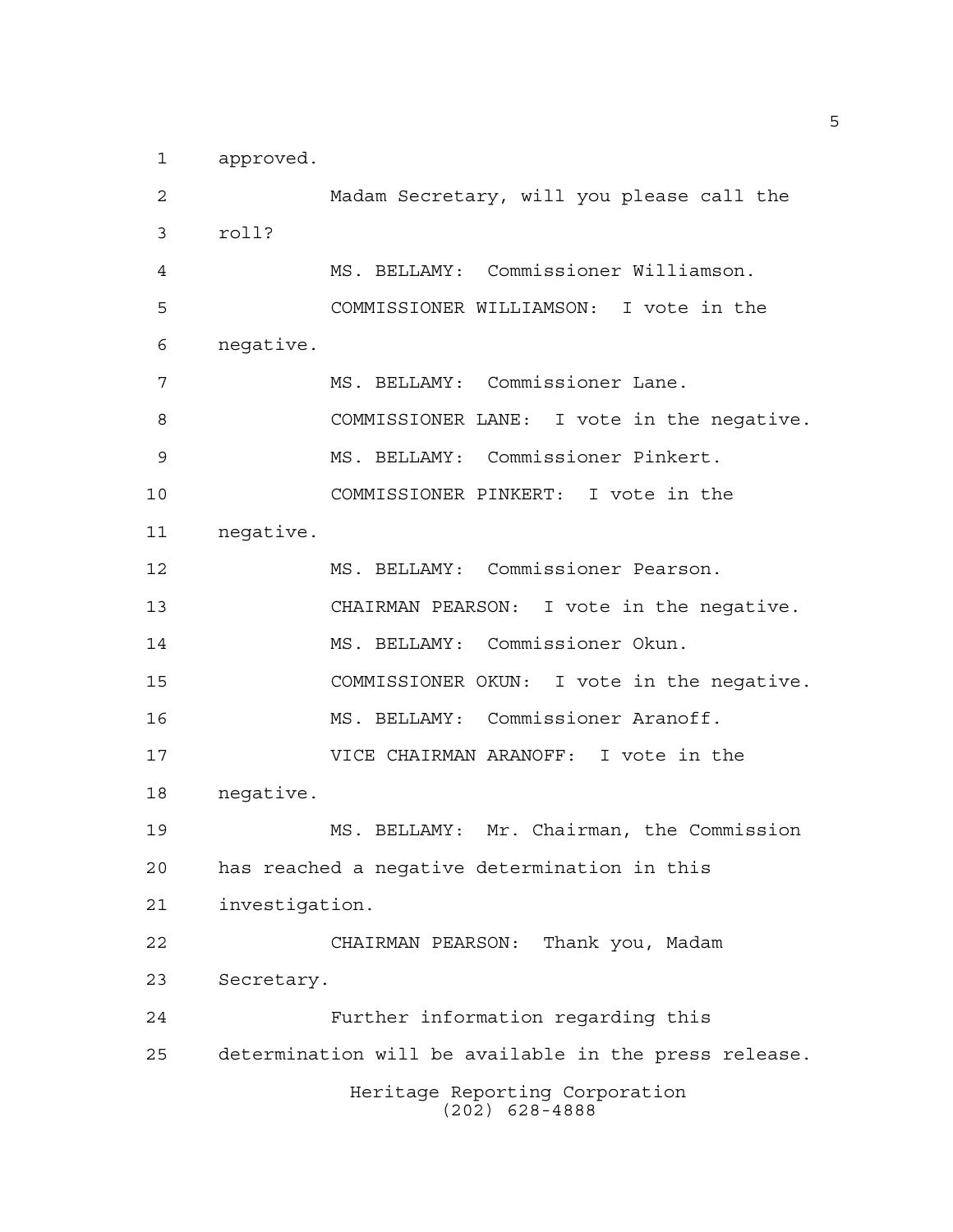approved.

Madam Secretary, will you please call the roll?

MS. BELLAMY: Commissioner Williamson.

COMMISSIONER WILLIAMSON: I vote in the negative.

MS. BELLAMY: Commissioner Lane.

COMMISSIONER LANE: I vote in the negative.

MS. BELLAMY: Commissioner Pinkert.

COMMISSIONER PINKERT: I vote in the negative.

MS. BELLAMY: Commissioner Pearson.

CHAIRMAN PEARSON: I vote in the negative.

MS. BELLAMY: Commissioner Okun.

COMMISSIONER OKUN: I vote in the negative.

MS. BELLAMY: Commissioner Aranoff.

VICE CHAIRMAN ARANOFF: I vote in the negative.

MS. BELLAMY: Mr. Chairman, the Commission has reached a negative determination in this investigation.

CHAIRMAN PEARSON: Thank you, Madam Secretary.

Further information regarding this determination will be available in the press release.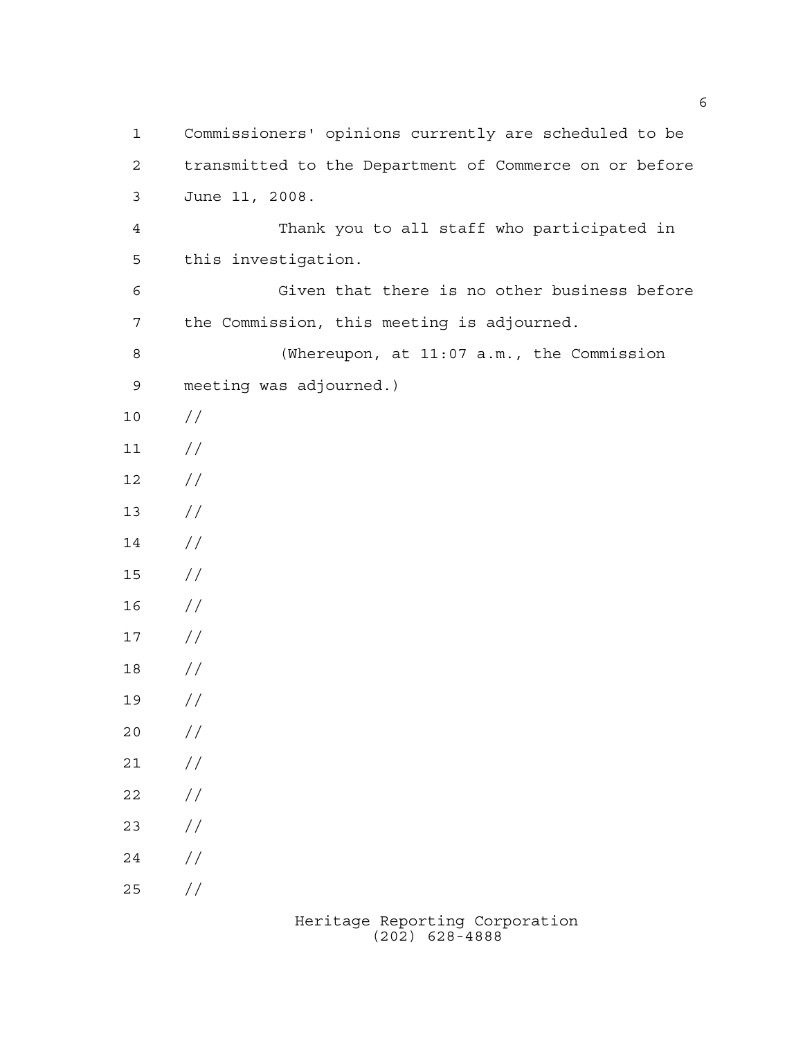Commissioners' opinions currently are scheduled to be transmitted to the Department of Commerce on or before June 11, 2008.

Thank you to all staff who participated in this investigation.

Given that there is no other business before the Commission, this meeting is adjourned.

(Whereupon, at 11:07 a.m., the Commission meeting was adjourned.)

//

//

//

//

//

//

//

//

//

//

//

//

//

//

//

//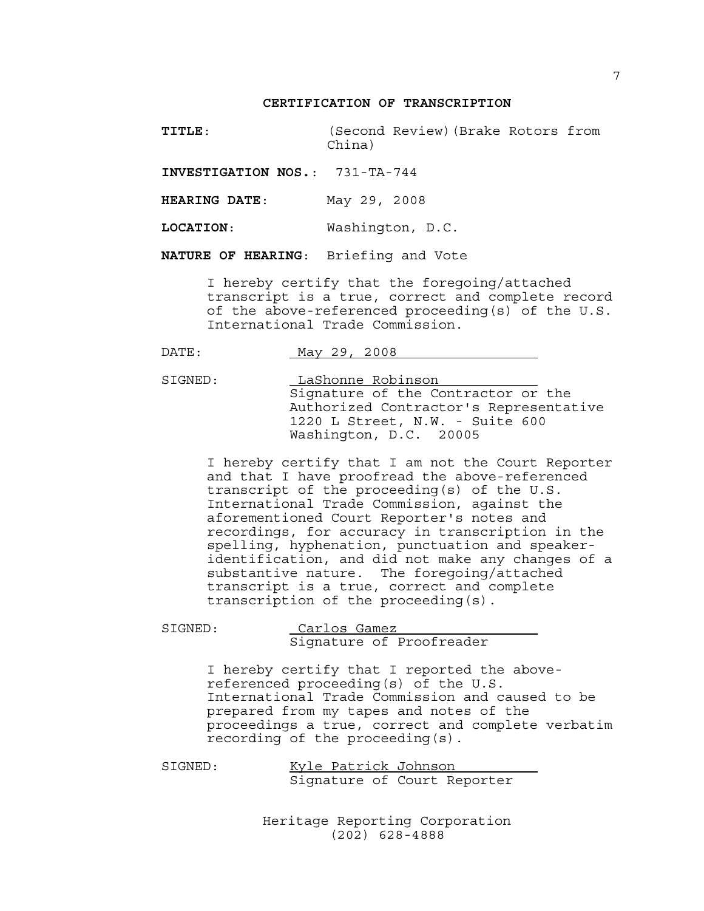## CERTIFICATION OF TRANSCRIPTION

**TITLE**: (Second Review)(Brake Rotors from China)

**INVESTIGATION NOS.**: 731-TA-744

**HEARING DATE**: May 29, 2008

**LOCATION**: Washington, D.C.

**NATURE OF HEARING**: Briefing and Vote

I hereby certify that the foregoing/attached transcript is a true, correct and complete record of the above-referenced proceeding(s) of the U.S. International Trade Commission.

DATE: May 29, 2008

SIGNED: LaShonne Robinson
Signature of the Contractor or the Authorized Contractor's Representative
1220 L Street, N.W. - Suite 600
Washington, D.C. 20005

I hereby certify that I am not the Court Reporter and that I have proofread the above-referenced transcript of the proceeding(s) of the U.S. International Trade Commission, against the aforementioned Court Reporter's notes and recordings, for accuracy in transcription in the spelling, hyphenation, punctuation and speaker-identification, and did not make any changes of a substantive nature. The foregoing/attached transcript is a true, correct and complete transcription of the proceeding(s).

SIGNED: Carlos Gamez
Signature of Proofreader

I hereby certify that I reported the above-referenced proceeding(s) of the U.S. International Trade Commission and caused to be prepared from my tapes and notes of the proceedings a true, correct and complete verbatim recording of the proceeding(s).

SIGNED: Kyle Patrick Johnson
Signature of Court Reporter